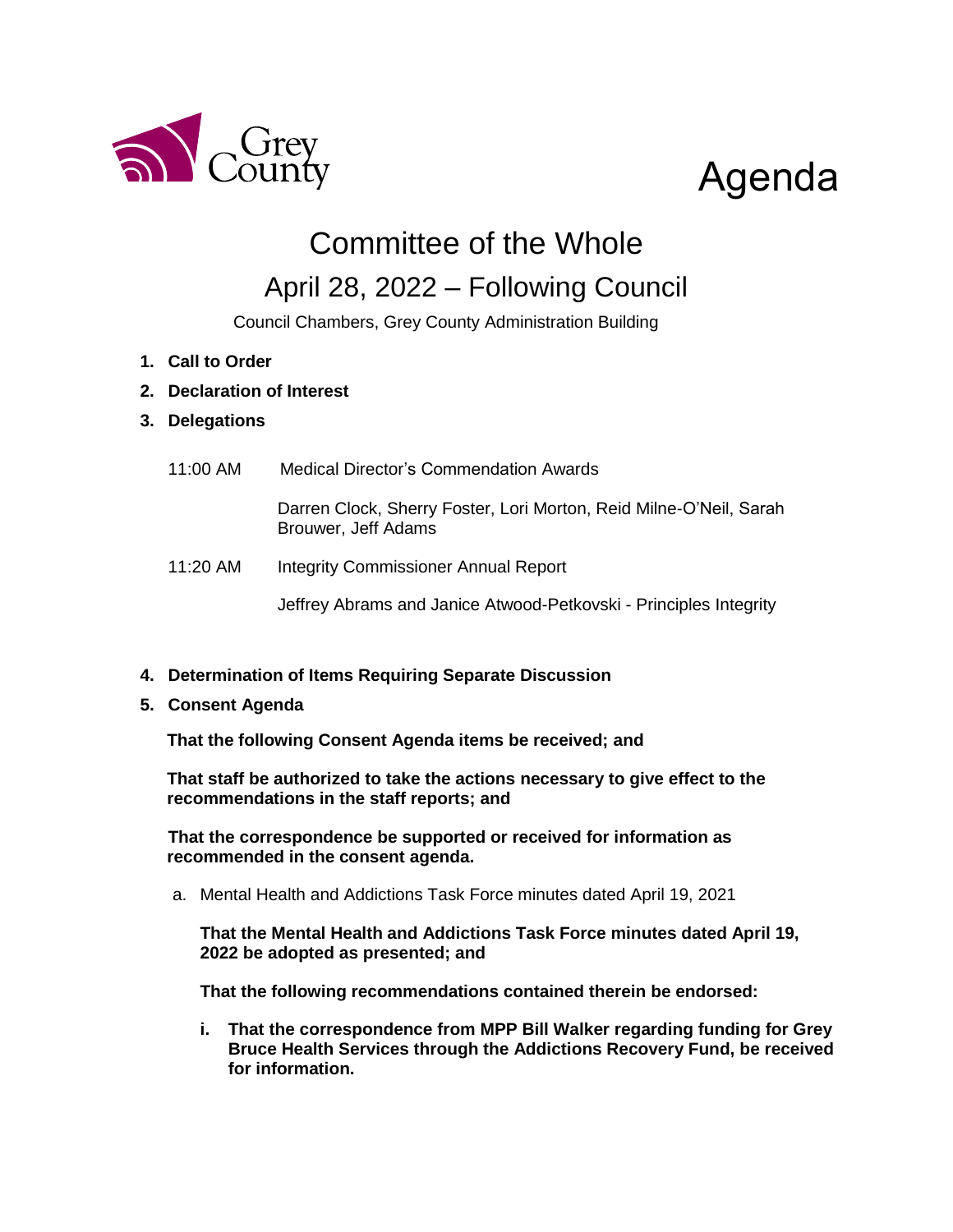Grey County

# Agenda

## Committee of the Whole

## April 28, 2022 – Following Council

Council Chambers, Grey County Administration Building

1. **Call to Order**
2. **Declaration of Interest**
3. **Delegations**

| | |
|---|---|
| 11:00 AM | Medical Director's Commendation Awards |
| | Darren Clock, Sherry Foster, Lori Morton, Reid Milne-O'Neil, Sarah Brouwer, Jeff Adams |
| 11:20 AM | Integrity Commissioner Annual Report |
| | Jeffrey Abrams and Janice Atwood-Petkovski - Principles Integrity |

4. **Determination of Items Requiring Separate Discussion**
5. **Consent Agenda**

**That the following Consent Agenda items be received; and**

**That staff be authorized to take the actions necessary to give effect to the recommendations in the staff reports; and**

**That the correspondence be supported or received for information as recommended in the consent agenda.**

a. Mental Health and Addictions Task Force minutes dated April 19, 2021

**That the Mental Health and Addictions Task Force minutes dated April 19, 2022 be adopted as presented; and**

**That the following recommendations contained therein be endorsed:**

i. **That the correspondence from MPP Bill Walker regarding funding for Grey Bruce Health Services through the Addictions Recovery Fund, be received for information.**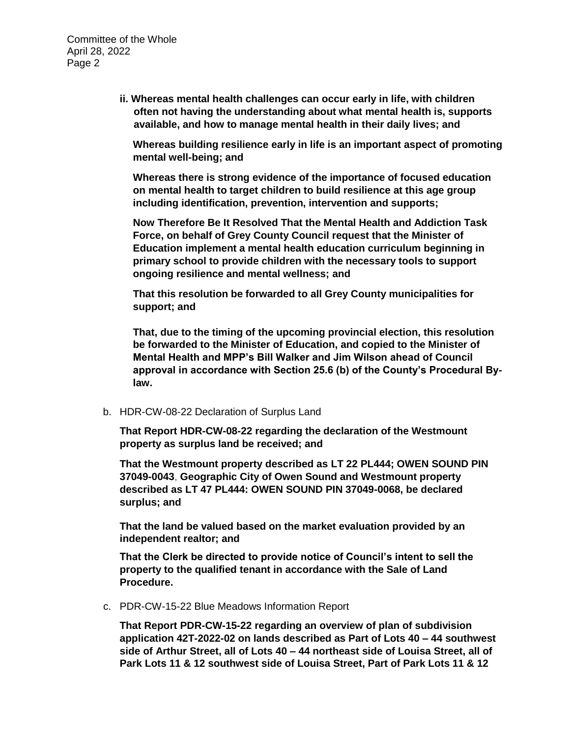**ii. Whereas mental health challenges can occur early in life, with children often not having the understanding about what mental health is, supports available, and how to manage mental health in their daily lives; and**

**Whereas building resilience early in life is an important aspect of promoting mental well-being; and**

**Whereas there is strong evidence of the importance of focused education on mental health to target children to build resilience at this age group including identification, prevention, intervention and supports;**

**Now Therefore Be It Resolved That the Mental Health and Addiction Task Force, on behalf of Grey County Council request that the Minister of Education implement a mental health education curriculum beginning in primary school to provide children with the necessary tools to support ongoing resilience and mental wellness; and**

**That this resolution be forwarded to all Grey County municipalities for support; and**

**That, due to the timing of the upcoming provincial election, this resolution be forwarded to the Minister of Education, and copied to the Minister of Mental Health and MPP's Bill Walker and Jim Wilson ahead of Council approval in accordance with Section 25.6 (b) of the County's Procedural By-law.**

b. HDR-CW-08-22 Declaration of Surplus Land

**That Report HDR-CW-08-22 regarding the declaration of the Westmount property as surplus land be received; and**

**That the Westmount property described as LT 22 PL444; OWEN SOUND PIN 37049-0043, Geographic City of Owen Sound and Westmount property described as LT 47 PL444: OWEN SOUND PIN 37049-0068, be declared surplus; and**

**That the land be valued based on the market evaluation provided by an independent realtor; and**

**That the Clerk be directed to provide notice of Council's intent to sell the property to the qualified tenant in accordance with the Sale of Land Procedure.**

c. PDR-CW-15-22 Blue Meadows Information Report

**That Report PDR-CW-15-22 regarding an overview of plan of subdivision application 42T-2022-02 on lands described as Part of Lots 40 – 44 southwest side of Arthur Street, all of Lots 40 – 44 northeast side of Louisa Street, all of Park Lots 11 & 12 southwest side of Louisa Street, Part of Park Lots 11 & 12**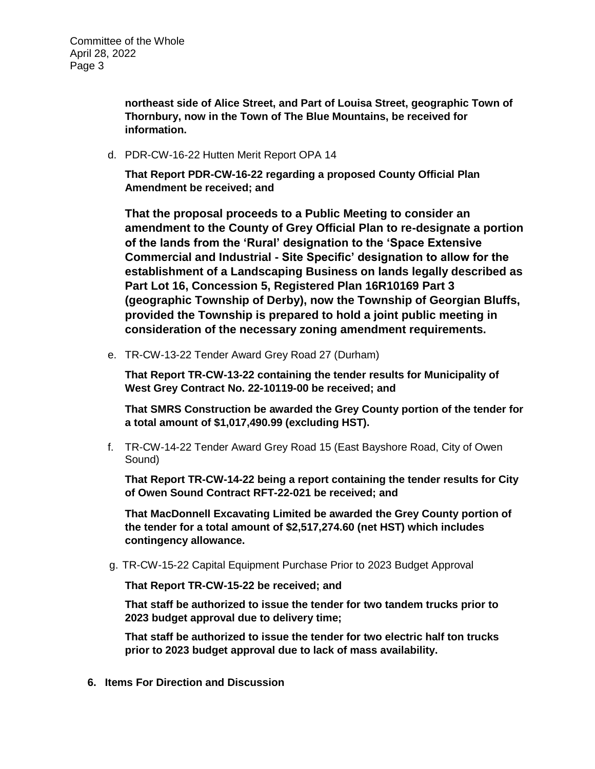**northeast side of Alice Street, and Part of Louisa Street, geographic Town of Thornbury, now in the Town of The Blue Mountains, be received for information.**

d. PDR-CW-16-22 Hutten Merit Report OPA 14

**That Report PDR-CW-16-22 regarding a proposed County Official Plan Amendment be received; and**

**That the proposal proceeds to a Public Meeting to consider an amendment to the County of Grey Official Plan to re-designate a portion of the lands from the 'Rural' designation to the 'Space Extensive Commercial and Industrial - Site Specific' designation to allow for the establishment of a Landscaping Business on lands legally described as Part Lot 16, Concession 5, Registered Plan 16R10169 Part 3 (geographic Township of Derby), now the Township of Georgian Bluffs, provided the Township is prepared to hold a joint public meeting in consideration of the necessary zoning amendment requirements.**

e. TR-CW-13-22 Tender Award Grey Road 27 (Durham)

**That Report TR-CW-13-22 containing the tender results for Municipality of West Grey Contract No. 22-10119-00 be received; and**

**That SMRS Construction be awarded the Grey County portion of the tender for a total amount of $1,017,490.99 (excluding HST).**

f. TR-CW-14-22 Tender Award Grey Road 15 (East Bayshore Road, City of Owen Sound)

**That Report TR-CW-14-22 being a report containing the tender results for City of Owen Sound Contract RFT-22-021 be received; and**

**That MacDonnell Excavating Limited be awarded the Grey County portion of the tender for a total amount of $2,517,274.60 (net HST) which includes contingency allowance.**

g. TR-CW-15-22 Capital Equipment Purchase Prior to 2023 Budget Approval

**That Report TR-CW-15-22 be received; and**

**That staff be authorized to issue the tender for two tandem trucks prior to 2023 budget approval due to delivery time;**

**That staff be authorized to issue the tender for two electric half ton trucks prior to 2023 budget approval due to lack of mass availability.**

**6. Items For Direction and Discussion**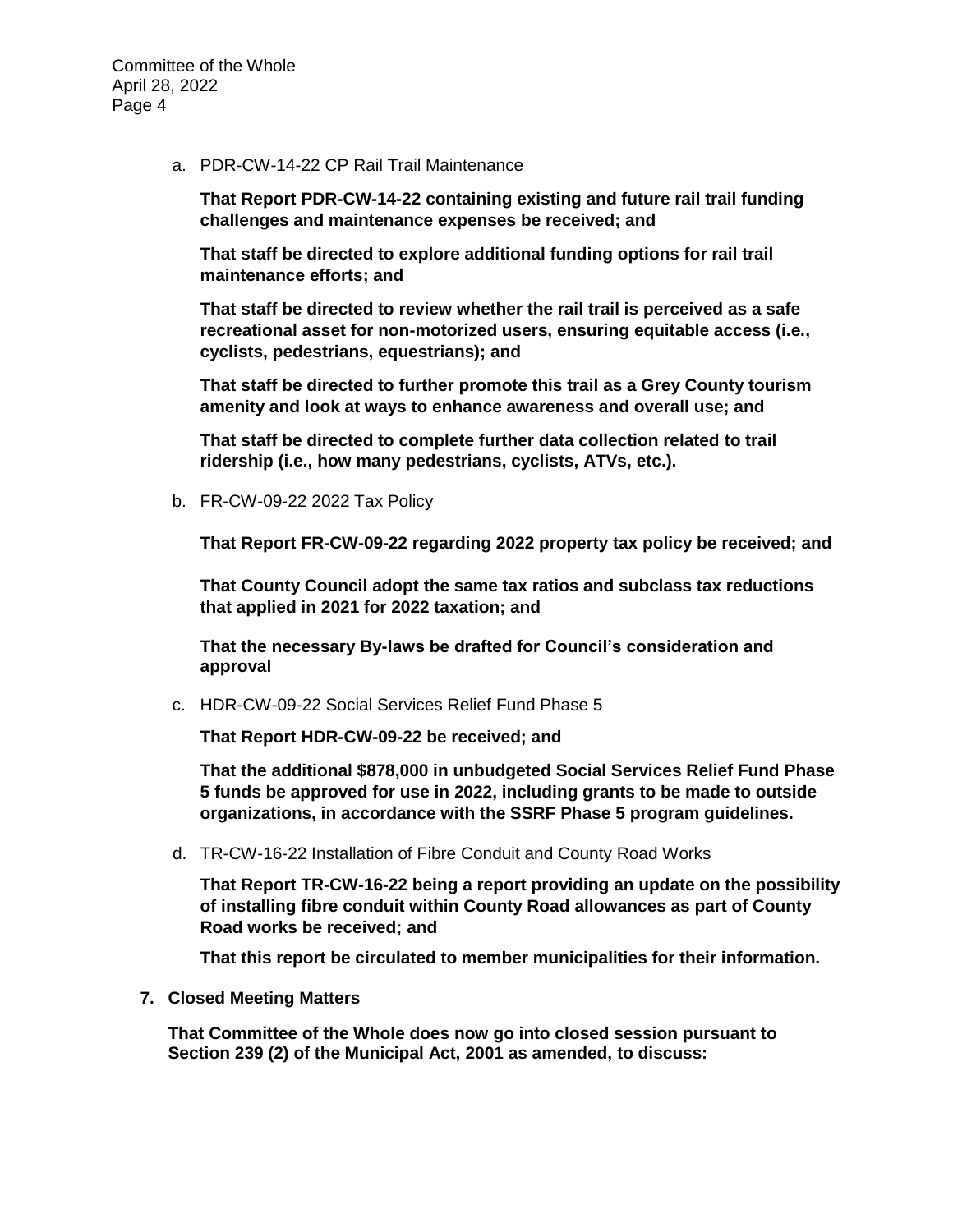a. PDR-CW-14-22 CP Rail Trail Maintenance

**That Report PDR-CW-14-22 containing existing and future rail trail funding challenges and maintenance expenses be received; and**

**That staff be directed to explore additional funding options for rail trail maintenance efforts; and**

**That staff be directed to review whether the rail trail is perceived as a safe recreational asset for non-motorized users, ensuring equitable access (i.e., cyclists, pedestrians, equestrians); and**

**That staff be directed to further promote this trail as a Grey County tourism amenity and look at ways to enhance awareness and overall use; and**

**That staff be directed to complete further data collection related to trail ridership (i.e., how many pedestrians, cyclists, ATVs, etc.).**

b. FR-CW-09-22 2022 Tax Policy

**That Report FR-CW-09-22 regarding 2022 property tax policy be received; and**

**That County Council adopt the same tax ratios and subclass tax reductions that applied in 2021 for 2022 taxation; and**

**That the necessary By-laws be drafted for Council's consideration and approval**

c. HDR-CW-09-22 Social Services Relief Fund Phase 5

**That Report HDR-CW-09-22 be received; and**

**That the additional $878,000 in unbudgeted Social Services Relief Fund Phase 5 funds be approved for use in 2022, including grants to be made to outside organizations, in accordance with the SSRF Phase 5 program guidelines.**

d. TR-CW-16-22 Installation of Fibre Conduit and County Road Works

**That Report TR-CW-16-22 being a report providing an update on the possibility of installing fibre conduit within County Road allowances as part of County Road works be received; and**

**That this report be circulated to member municipalities for their information.**

## 7. Closed Meeting Matters

**That Committee of the Whole does now go into closed session pursuant to Section 239 (2) of the Municipal Act, 2001 as amended, to discuss:**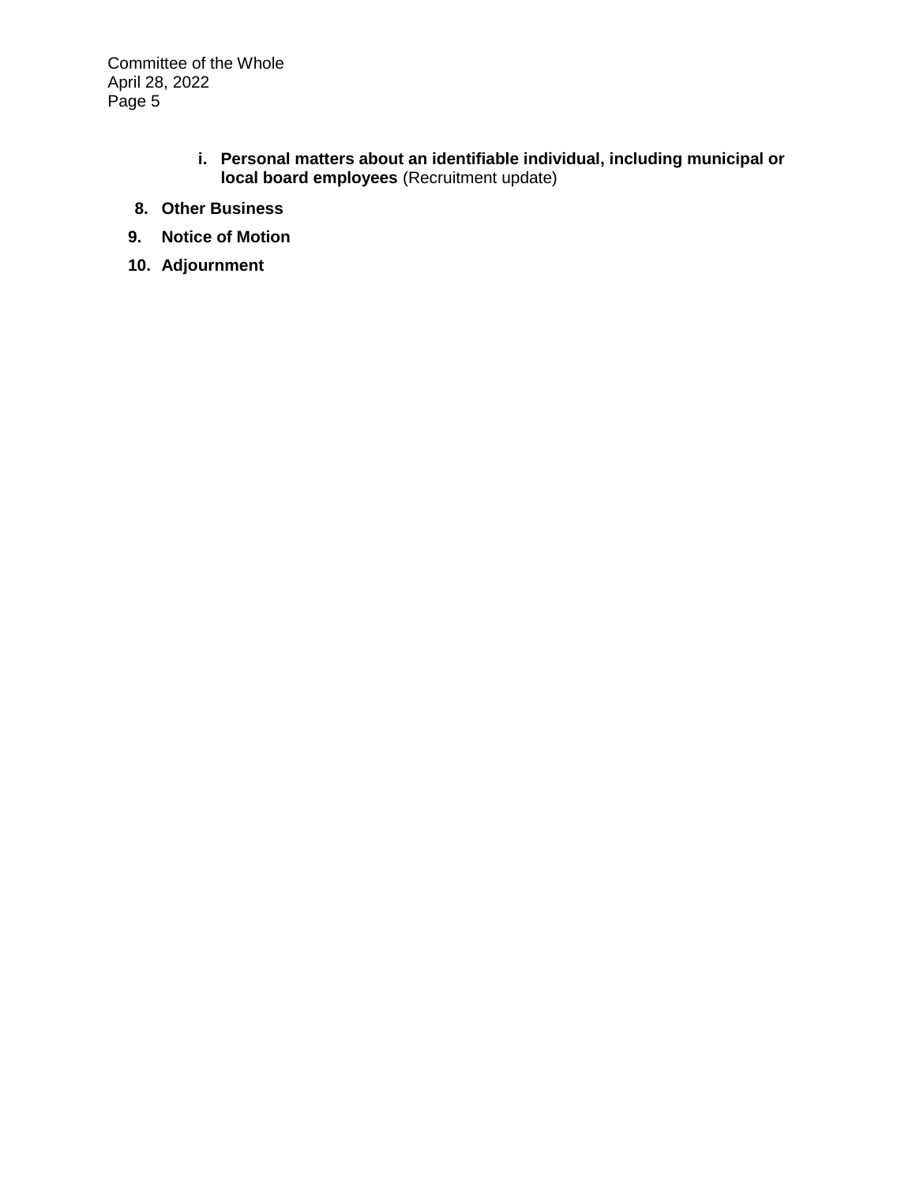i. **Personal matters about an identifiable individual, including municipal or local board employees** (Recruitment update)

8. **Other Business**
9. **Notice of Motion**
10. **Adjournment**